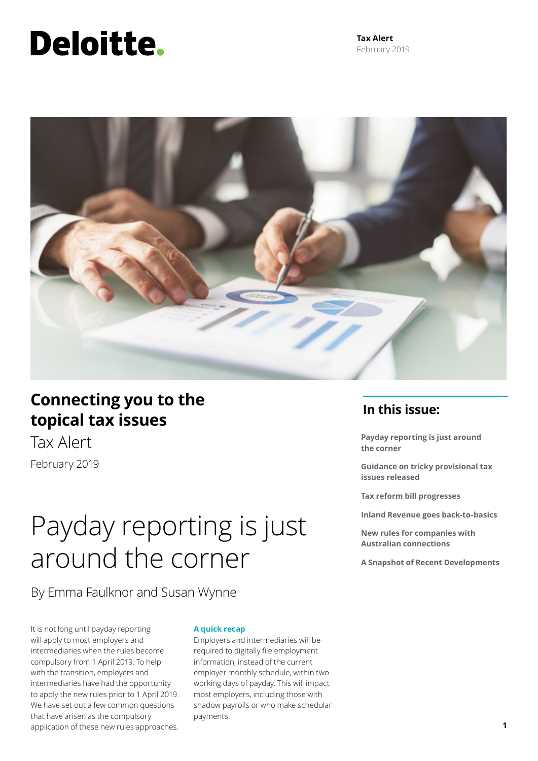Deloitte.

**Tax Alert**
February 2019

# Connecting you to the topical tax issues

Tax Alert

February 2019

## In this issue:

**Payday reporting is just around the corner**

**Guidance on tricky provisional tax issues released**

**Tax reform bill progresses**

**Inland Revenue goes back-to-basics**

**New rules for companies with Australian connections**

**A Snapshot of Recent Developments**

# Payday reporting is just around the corner

By Emma Faulknor and Susan Wynne

It is not long until payday reporting will apply to most employers and intermediaries when the rules become compulsory from 1 April 2019. To help with the transition, employers and intermediaries have had the opportunity to apply the new rules prior to 1 April 2019. We have set out a few common questions that have arisen as the compulsory application of these new rules approaches.

### A quick recap

Employers and intermediaries will be required to digitally file employment information, instead of the current employer monthly schedule, within two working days of payday. This will impact most employers, including those with shadow payrolls or who make schedular payments.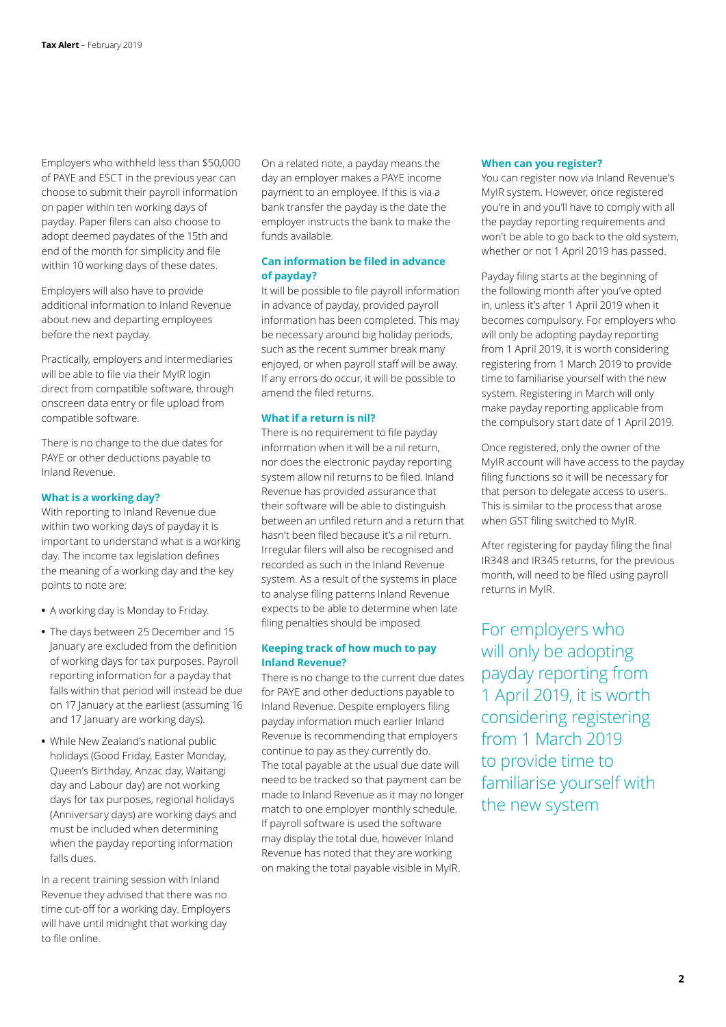Employers who withheld less than $50,000 of PAYE and ESCT in the previous year can choose to submit their payroll information on paper within ten working days of payday. Paper filers can also choose to adopt deemed paydates of the 15th and end of the month for simplicity and file within 10 working days of these dates.

Employers will also have to provide additional information to Inland Revenue about new and departing employees before the next payday.

Practically, employers and intermediaries will be able to file via their MyIR login direct from compatible software, through onscreen data entry or file upload from compatible software.

There is no change to the due dates for PAYE or other deductions payable to Inland Revenue.

### What is a working day?

With reporting to Inland Revenue due within two working days of payday it is important to understand what is a working day. The income tax legislation defines the meaning of a working day and the key points to note are:

- A working day is Monday to Friday.
- The days between 25 December and 15 January are excluded from the definition of working days for tax purposes. Payroll reporting information for a payday that falls within that period will instead be due on 17 January at the earliest (assuming 16 and 17 January are working days).
- While New Zealand's national public holidays (Good Friday, Easter Monday, Queen's Birthday, Anzac day, Waitangi day and Labour day) are not working days for tax purposes, regional holidays (Anniversary days) are working days and must be included when determining when the payday reporting information falls dues.

In a recent training session with Inland Revenue they advised that there was no time cut-off for a working day. Employers will have until midnight that working day to file online.

On a related note, a payday means the day an employer makes a PAYE income payment to an employee. If this is via a bank transfer the payday is the date the employer instructs the bank to make the funds available.

### Can information be filed in advance of payday?

It will be possible to file payroll information in advance of payday, provided payroll information has been completed. This may be necessary around big holiday periods, such as the recent summer break many enjoyed, or when payroll staff will be away. If any errors do occur, it will be possible to amend the filed returns.

### What if a return is nil?

There is no requirement to file payday information when it will be a nil return, nor does the electronic payday reporting system allow nil returns to be filed. Inland Revenue has provided assurance that their software will be able to distinguish between an unfiled return and a return that hasn't been filed because it's a nil return. Irregular filers will also be recognised and recorded as such in the Inland Revenue system. As a result of the systems in place to analyse filing patterns Inland Revenue expects to be able to determine when late filing penalties should be imposed.

### Keeping track of how much to pay Inland Revenue?

There is no change to the current due dates for PAYE and other deductions payable to Inland Revenue. Despite employers filing payday information much earlier Inland Revenue is recommending that employers continue to pay as they currently do. The total payable at the usual due date will need to be tracked so that payment can be made to Inland Revenue as it may no longer match to one employer monthly schedule. If payroll software is used the software may display the total due, however Inland Revenue has noted that they are working on making the total payable visible in MyIR.

### When can you register?

You can register now via Inland Revenue's MyIR system. However, once registered you're in and you'll have to comply with all the payday reporting requirements and won't be able to go back to the old system, whether or not 1 April 2019 has passed.

Payday filing starts at the beginning of the following month after you've opted in, unless it's after 1 April 2019 when it becomes compulsory. For employers who will only be adopting payday reporting from 1 April 2019, it is worth considering registering from 1 March 2019 to provide time to familiarise yourself with the new system. Registering in March will only make payday reporting applicable from the compulsory start date of 1 April 2019.

Once registered, only the owner of the MyIR account will have access to the payday filing functions so it will be necessary for that person to delegate access to users. This is similar to the process that arose when GST filing switched to MyIR.

After registering for payday filing the final IR348 and IR345 returns, for the previous month, will need to be filed using payroll returns in MyIR.

> For employers who will only be adopting payday reporting from 1 April 2019, it is worth considering registering from 1 March 2019 to provide time to familiarise yourself with the new system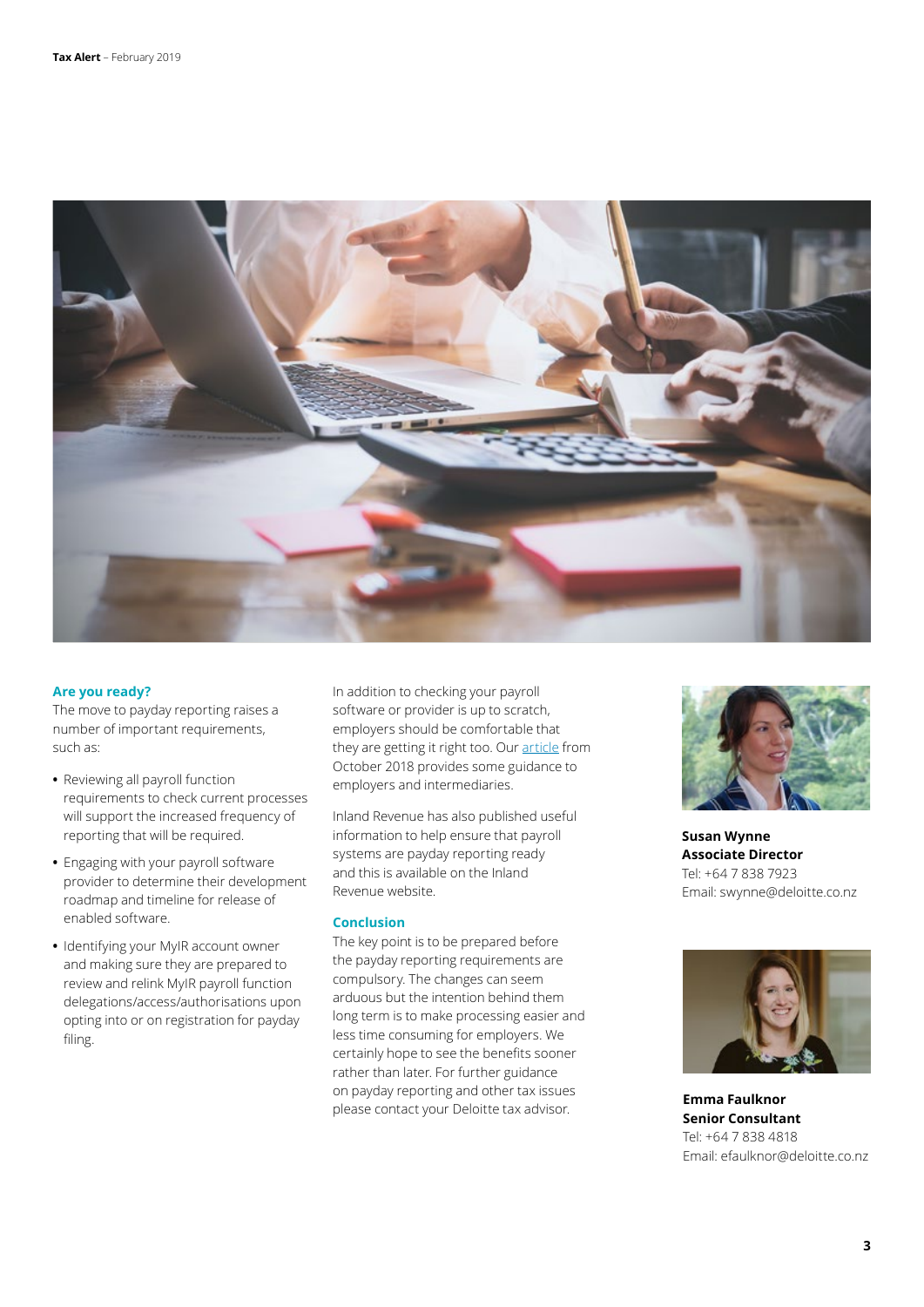### Are you ready?

The move to payday reporting raises a number of important requirements, such as:

- Reviewing all payroll function requirements to check current processes will support the increased frequency of reporting that will be required.
- Engaging with your payroll software provider to determine their development roadmap and timeline for release of enabled software.
- Identifying your MyIR account owner and making sure they are prepared to review and relink MyIR payroll function delegations/access/authorisations upon opting into or on registration for payday filing.

In addition to checking your payroll software or provider is up to scratch, employers should be comfortable that they are getting it right too. Our article from October 2018 provides some guidance to employers and intermediaries.

Inland Revenue has also published useful information to help ensure that payroll systems are payday reporting ready and this is available on the Inland Revenue website.

### Conclusion

The key point is to be prepared before the payday reporting requirements are compulsory. The changes can seem arduous but the intention behind them long term is to make processing easier and less time consuming for employers. We certainly hope to see the benefits sooner rather than later. For further guidance on payday reporting and other tax issues please contact your Deloitte tax advisor.

**Susan Wynne**
**Associate Director**
Tel: +64 7 838 7923
Email: swynne@deloitte.co.nz

**Emma Faulknor**
**Senior Consultant**
Tel: +64 7 838 4818
Email: efaulknor@deloitte.co.nz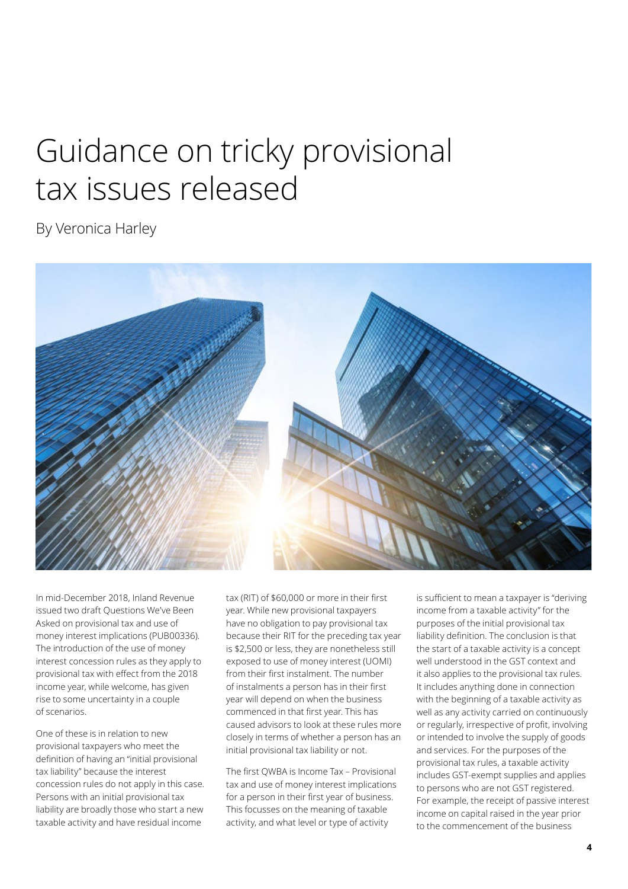# Guidance on tricky provisional tax issues released

By Veronica Harley

In mid-December 2018, Inland Revenue issued two draft Questions We've Been Asked on provisional tax and use of money interest implications (PUB00336). The introduction of the use of money interest concession rules as they apply to provisional tax with effect from the 2018 income year, while welcome, has given rise to some uncertainty in a couple of scenarios.

One of these is in relation to new provisional taxpayers who meet the definition of having an "initial provisional tax liability" because the interest concession rules do not apply in this case. Persons with an initial provisional tax liability are broadly those who start a new taxable activity and have residual income tax (RIT) of $60,000 or more in their first year. While new provisional taxpayers have no obligation to pay provisional tax because their RIT for the preceding tax year is $2,500 or less, they are nonetheless still exposed to use of money interest (UOMI) from their first instalment. The number of instalments a person has in their first year will depend on when the business commenced in that first year. This has caused advisors to look at these rules more closely in terms of whether a person has an initial provisional tax liability or not.

The first QWBA is Income Tax – Provisional tax and use of money interest implications for a person in their first year of business. This focusses on the meaning of taxable activity, and what level or type of activity is sufficient to mean a taxpayer is "deriving income from a taxable activity" for the purposes of the initial provisional tax liability definition. The conclusion is that the start of a taxable activity is a concept well understood in the GST context and it also applies to the provisional tax rules. It includes anything done in connection with the beginning of a taxable activity as well as any activity carried on continuously or regularly, irrespective of profit, involving or intended to involve the supply of goods and services. For the purposes of the provisional tax rules, a taxable activity includes GST-exempt supplies and applies to persons who are not GST registered. For example, the receipt of passive interest income on capital raised in the year prior to the commencement of the business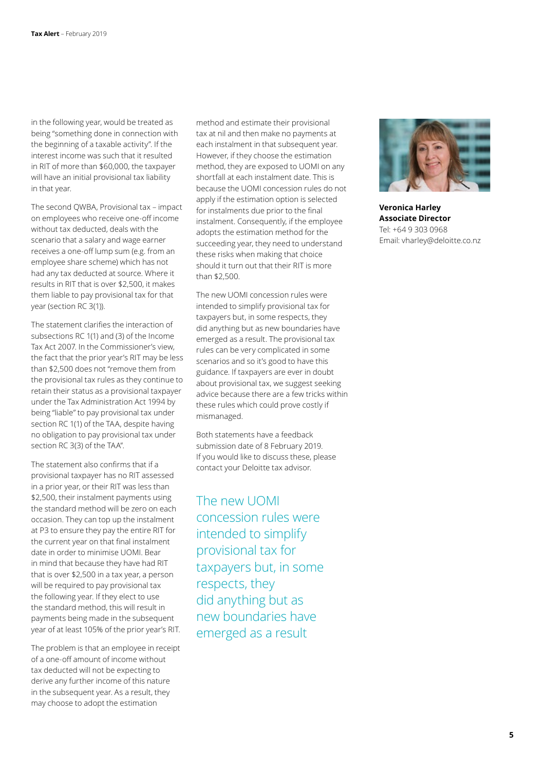in the following year, would be treated as being "something done in connection with the beginning of a taxable activity". If the interest income was such that it resulted in RIT of more than $60,000, the taxpayer will have an initial provisional tax liability in that year.

The second QWBA, Provisional tax – impact on employees who receive one-off income without tax deducted, deals with the scenario that a salary and wage earner receives a one-off lump sum (e.g. from an employee share scheme) which has not had any tax deducted at source. Where it results in RIT that is over $2,500, it makes them liable to pay provisional tax for that year (section RC 3(1)).

The statement clarifies the interaction of subsections RC 1(1) and (3) of the Income Tax Act 2007. In the Commissioner's view, the fact that the prior year's RIT may be less than $2,500 does not "remove them from the provisional tax rules as they continue to retain their status as a provisional taxpayer under the Tax Administration Act 1994 by being "liable" to pay provisional tax under section RC 1(1) of the TAA, despite having no obligation to pay provisional tax under section RC 3(3) of the TAA".

The statement also confirms that if a provisional taxpayer has no RIT assessed in a prior year, or their RIT was less than $2,500, their instalment payments using the standard method will be zero on each occasion. They can top up the instalment at P3 to ensure they pay the entire RIT for the current year on that final instalment date in order to minimise UOMI. Bear in mind that because they have had RIT that is over $2,500 in a tax year, a person will be required to pay provisional tax the following year. If they elect to use the standard method, this will result in payments being made in the subsequent year of at least 105% of the prior year's RIT.

The problem is that an employee in receipt of a one-off amount of income without tax deducted will not be expecting to derive any further income of this nature in the subsequent year. As a result, they may choose to adopt the estimation method and estimate their provisional tax at nil and then make no payments at each instalment in that subsequent year. However, if they choose the estimation method, they are exposed to UOMI on any shortfall at each instalment date. This is because the UOMI concession rules do not apply if the estimation option is selected for instalments due prior to the final instalment. Consequently, if the employee adopts the estimation method for the succeeding year, they need to understand these risks when making that choice should it turn out that their RIT is more than $2,500.

The new UOMI concession rules were intended to simplify provisional tax for taxpayers but, in some respects, they did anything but as new boundaries have emerged as a result. The provisional tax rules can be very complicated in some scenarios and so it's good to have this guidance. If taxpayers are ever in doubt about provisional tax, we suggest seeking advice because there are a few tricks within these rules which could prove costly if mismanaged.

Both statements have a feedback submission date of 8 February 2019. If you would like to discuss these, please contact your Deloitte tax advisor.

> The new UOMI concession rules were intended to simplify provisional tax for taxpayers but, in some respects, they did anything but as new boundaries have emerged as a result

**Veronica Harley**
**Associate Director**
Tel: +64 9 303 0968
Email: vharley@deloitte.co.nz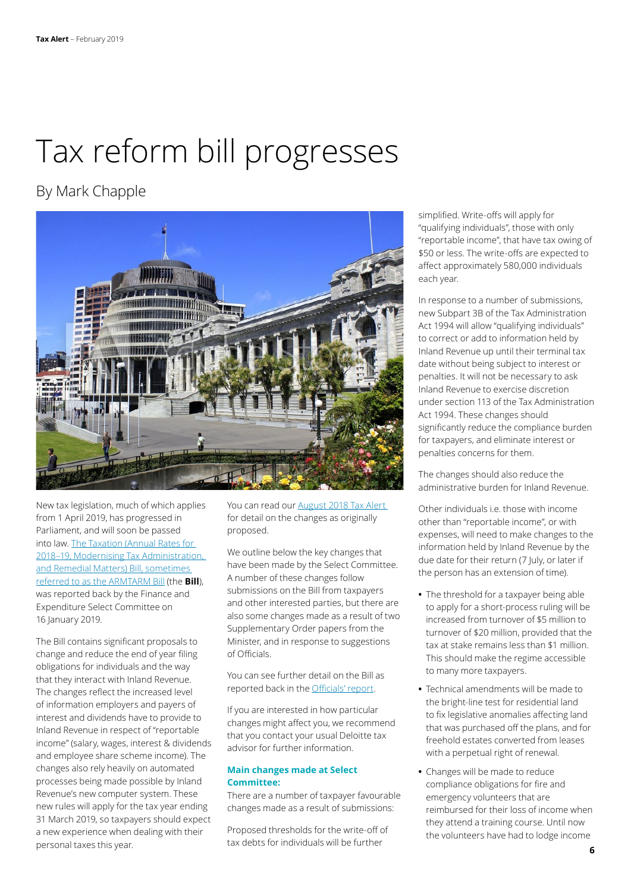# Tax reform bill progresses

By Mark Chapple

New tax legislation, much of which applies from 1 April 2019, has progressed in Parliament, and will soon be passed into law. The Taxation (Annual Rates for 2018–19, Modernising Tax Administration, and Remedial Matters) Bill, sometimes referred to as the ARMTARM Bill (the **Bill**), was reported back by the Finance and Expenditure Select Committee on 16 January 2019.

The Bill contains significant proposals to change and reduce the end of year filing obligations for individuals and the way that they interact with Inland Revenue. The changes reflect the increased level of information employers and payers of interest and dividends have to provide to Inland Revenue in respect of "reportable income" (salary, wages, interest & dividends and employee share scheme income). The changes also rely heavily on automated processes being made possible by Inland Revenue's new computer system. These new rules will apply for the tax year ending 31 March 2019, so taxpayers should expect a new experience when dealing with their personal taxes this year.

You can read our August 2018 Tax Alert for detail on the changes as originally proposed.

We outline below the key changes that have been made by the Select Committee. A number of these changes follow submissions on the Bill from taxpayers and other interested parties, but there are also some changes made as a result of two Supplementary Order papers from the Minister, and in response to suggestions of Officials.

You can see further detail on the Bill as reported back in the Officials' report.

If you are interested in how particular changes might affect you, we recommend that you contact your usual Deloitte tax advisor for further information.

### Main changes made at Select Committee:

There are a number of taxpayer favourable changes made as a result of submissions:

Proposed thresholds for the write-off of tax debts for individuals will be further simplified. Write-offs will apply for "qualifying individuals", those with only "reportable income", that have tax owing of $50 or less. The write-offs are expected to affect approximately 580,000 individuals each year.

In response to a number of submissions, new Subpart 3B of the Tax Administration Act 1994 will allow "qualifying individuals" to correct or add to information held by Inland Revenue up until their terminal tax date without being subject to interest or penalties. It will not be necessary to ask Inland Revenue to exercise discretion under section 113 of the Tax Administration Act 1994. These changes should significantly reduce the compliance burden for taxpayers, and eliminate interest or penalties concerns for them.

The changes should also reduce the administrative burden for Inland Revenue.

Other individuals i.e. those with income other than "reportable income", or with expenses, will need to make changes to the information held by Inland Revenue by the due date for their return (7 July, or later if the person has an extension of time).

- The threshold for a taxpayer being able to apply for a short-process ruling will be increased from turnover of $5 million to turnover of $20 million, provided that the tax at stake remains less than $1 million. This should make the regime accessible to many more taxpayers.
- Technical amendments will be made to the bright-line test for residential land to fix legislative anomalies affecting land that was purchased off the plans, and for freehold estates converted from leases with a perpetual right of renewal.
- Changes will be made to reduce compliance obligations for fire and emergency volunteers that are reimbursed for their loss of income when they attend a training course. Until now the volunteers have had to lodge income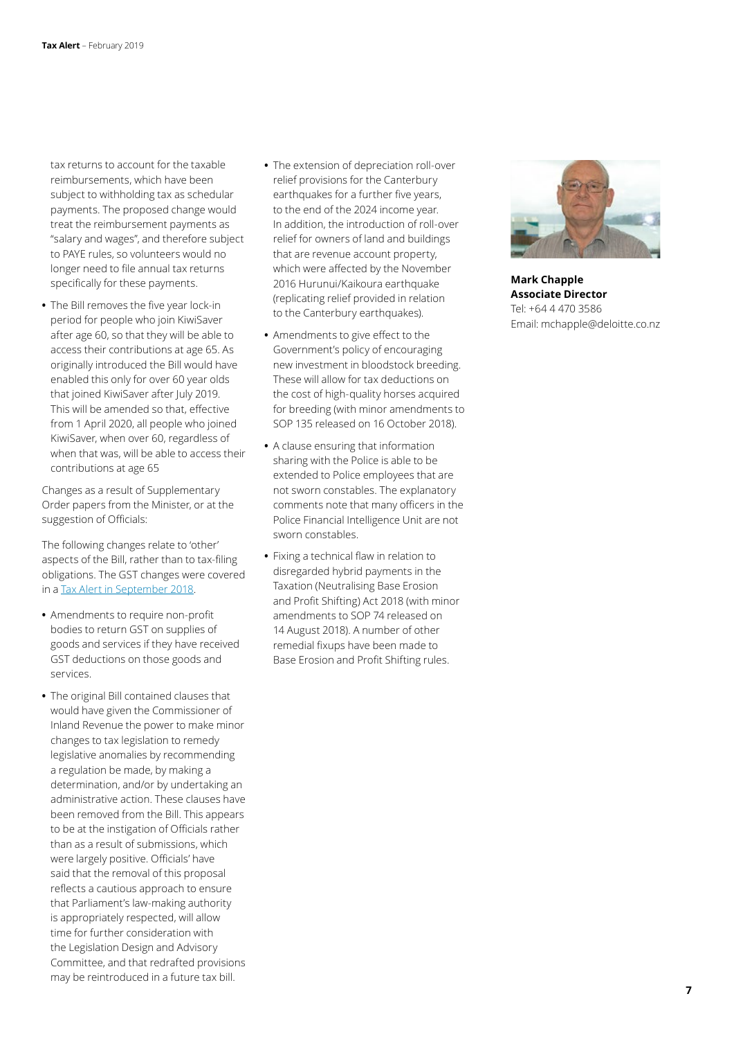tax returns to account for the taxable reimbursements, which have been subject to withholding tax as schedular payments. The proposed change would treat the reimbursement payments as "salary and wages", and therefore subject to PAYE rules, so volunteers would no longer need to file annual tax returns specifically for these payments.

- The Bill removes the five year lock-in period for people who join KiwiSaver after age 60, so that they will be able to access their contributions at age 65. As originally introduced the Bill would have enabled this only for over 60 year olds that joined KiwiSaver after July 2019. This will be amended so that, effective from 1 April 2020, all people who joined KiwiSaver, when over 60, regardless of when that was, will be able to access their contributions at age 65

Changes as a result of Supplementary Order papers from the Minister, or at the suggestion of Officials:

The following changes relate to 'other' aspects of the Bill, rather than to tax-filing obligations. The GST changes were covered in a [Tax Alert in September 2018](#).

- Amendments to require non-profit bodies to return GST on supplies of goods and services if they have received GST deductions on those goods and services.
- The original Bill contained clauses that would have given the Commissioner of Inland Revenue the power to make minor changes to tax legislation to remedy legislative anomalies by recommending a regulation be made, by making a determination, and/or by undertaking an administrative action. These clauses have been removed from the Bill. This appears to be at the instigation of Officials rather than as a result of submissions, which were largely positive. Officials' have said that the removal of this proposal reflects a cautious approach to ensure that Parliament's law-making authority is appropriately respected, will allow time for further consideration with the Legislation Design and Advisory Committee, and that redrafted provisions may be reintroduced in a future tax bill.
- The extension of depreciation roll-over relief provisions for the Canterbury earthquakes for a further five years, to the end of the 2024 income year. In addition, the introduction of roll-over relief for owners of land and buildings that are revenue account property, which were affected by the November 2016 Hurunui/Kaikoura earthquake (replicating relief provided in relation to the Canterbury earthquakes).
- Amendments to give effect to the Government's policy of encouraging new investment in bloodstock breeding. These will allow for tax deductions on the cost of high-quality horses acquired for breeding (with minor amendments to SOP 135 released on 16 October 2018).
- A clause ensuring that information sharing with the Police is able to be extended to Police employees that are not sworn constables. The explanatory comments note that many officers in the Police Financial Intelligence Unit are not sworn constables.
- Fixing a technical flaw in relation to disregarded hybrid payments in the Taxation (Neutralising Base Erosion and Profit Shifting) Act 2018 (with minor amendments to SOP 74 released on 14 August 2018). A number of other remedial fixups have been made to Base Erosion and Profit Shifting rules.

**Mark Chapple**
**Associate Director**
Tel: +64 4 470 3586
Email: mchapple@deloitte.co.nz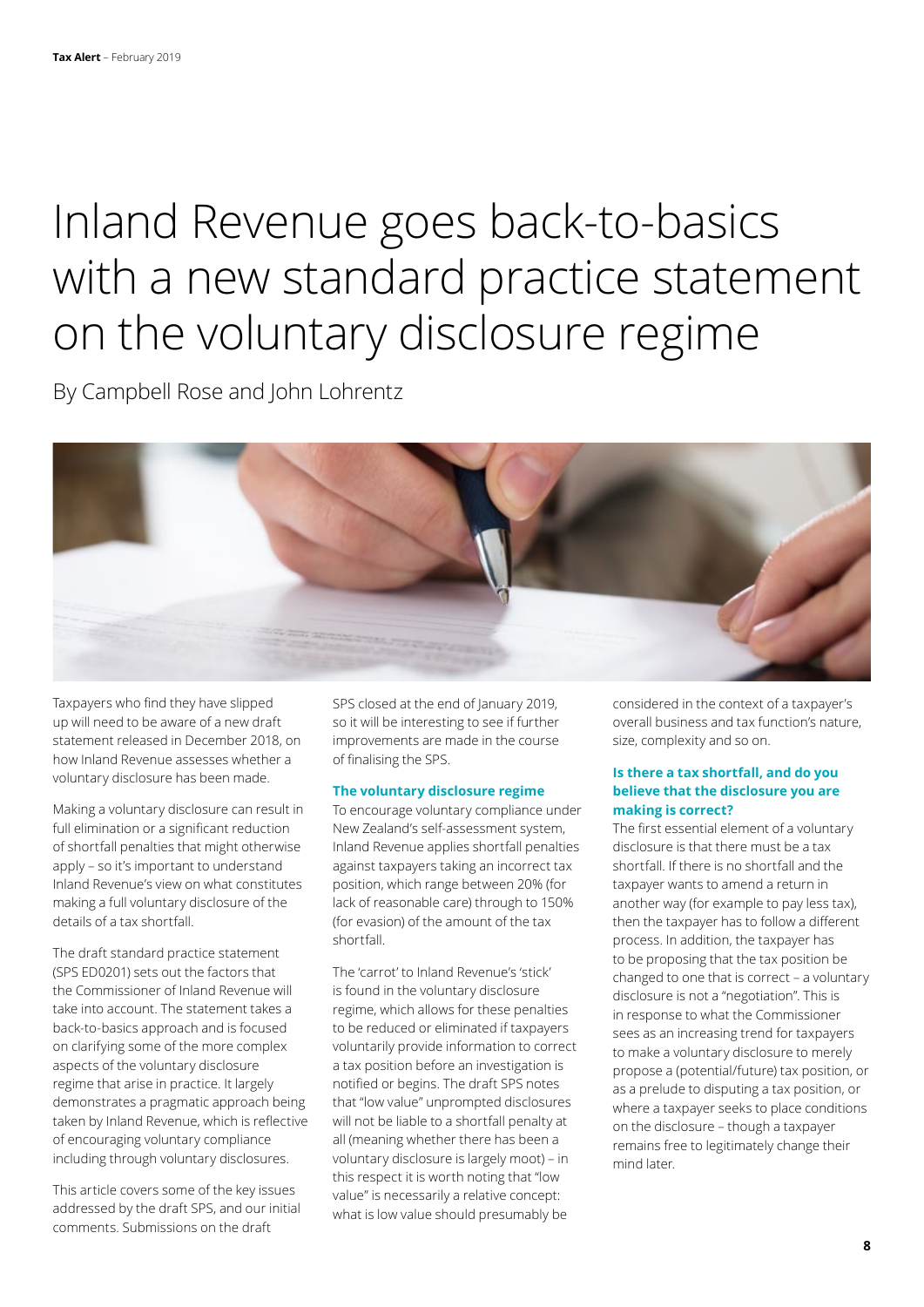# Inland Revenue goes back-to-basics with a new standard practice statement on the voluntary disclosure regime

By Campbell Rose and John Lohrentz

Taxpayers who find they have slipped up will need to be aware of a new draft statement released in December 2018, on how Inland Revenue assesses whether a voluntary disclosure has been made.

Making a voluntary disclosure can result in full elimination or a significant reduction of shortfall penalties that might otherwise apply – so it's important to understand Inland Revenue's view on what constitutes making a full voluntary disclosure of the details of a tax shortfall.

The draft standard practice statement (SPS ED0201) sets out the factors that the Commissioner of Inland Revenue will take into account. The statement takes a back-to-basics approach and is focused on clarifying some of the more complex aspects of the voluntary disclosure regime that arise in practice. It largely demonstrates a pragmatic approach being taken by Inland Revenue, which is reflective of encouraging voluntary compliance including through voluntary disclosures.

This article covers some of the key issues addressed by the draft SPS, and our initial comments. Submissions on the draft SPS closed at the end of January 2019, so it will be interesting to see if further improvements are made in the course of finalising the SPS.

### The voluntary disclosure regime

To encourage voluntary compliance under New Zealand's self-assessment system, Inland Revenue applies shortfall penalties against taxpayers taking an incorrect tax position, which range between 20% (for lack of reasonable care) through to 150% (for evasion) of the amount of the tax shortfall.

The 'carrot' to Inland Revenue's 'stick' is found in the voluntary disclosure regime, which allows for these penalties to be reduced or eliminated if taxpayers voluntarily provide information to correct a tax position before an investigation is notified or begins. The draft SPS notes that "low value" unprompted disclosures will not be liable to a shortfall penalty at all (meaning whether there has been a voluntary disclosure is largely moot) – in this respect it is worth noting that "low value" is necessarily a relative concept: what is low value should presumably be considered in the context of a taxpayer's overall business and tax function's nature, size, complexity and so on.

### Is there a tax shortfall, and do you believe that the disclosure you are making is correct?

The first essential element of a voluntary disclosure is that there must be a tax shortfall. If there is no shortfall and the taxpayer wants to amend a return in another way (for example to pay less tax), then the taxpayer has to follow a different process. In addition, the taxpayer has to be proposing that the tax position be changed to one that is correct – a voluntary disclosure is not a "negotiation". This is in response to what the Commissioner sees as an increasing trend for taxpayers to make a voluntary disclosure to merely propose a (potential/future) tax position, or as a prelude to disputing a tax position, or where a taxpayer seeks to place conditions on the disclosure – though a taxpayer remains free to legitimately change their mind later.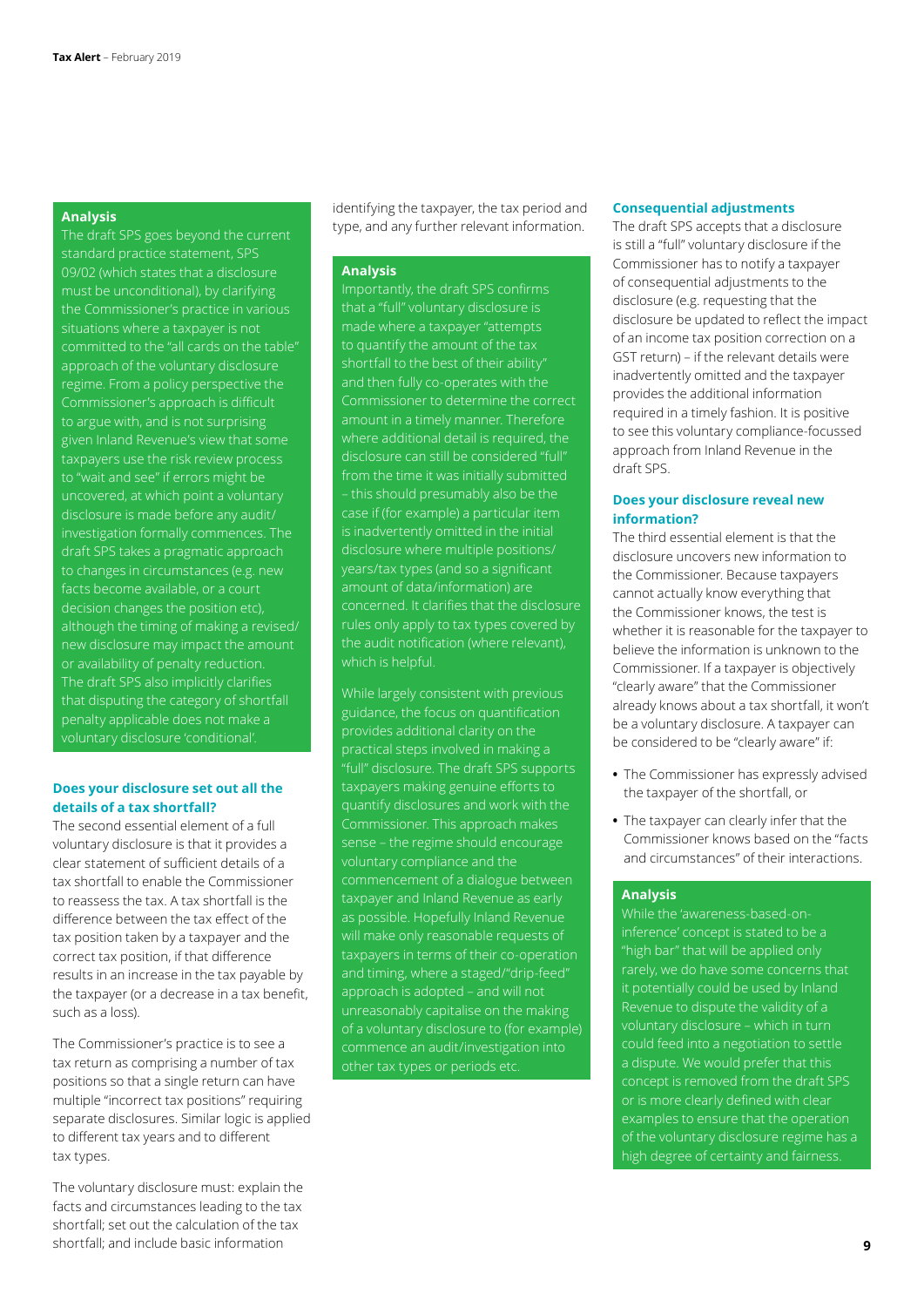**Analysis**

The draft SPS goes beyond the current standard practice statement, SPS 09/02 (which states that a disclosure must be unconditional), by clarifying the Commissioner's practice in various situations where a taxpayer is not committed to the "all cards on the table" approach of the voluntary disclosure regime. From a policy perspective the Commissioner's approach is difficult to argue with, and is not surprising given Inland Revenue's view that some taxpayers use the risk review process to "wait and see" if errors might be uncovered, at which point a voluntary disclosure is made before any audit/investigation formally commences. The draft SPS takes a pragmatic approach to changes in circumstances (e.g. new facts become available, or a court decision changes the position etc), although the timing of making a revised/new disclosure may impact the amount or availability of penalty reduction. The draft SPS also implicitly clarifies that disputing the category of shortfall penalty applicable does not make a voluntary disclosure 'conditional'.

### Does your disclosure set out all the details of a tax shortfall?

The second essential element of a full voluntary disclosure is that it provides a clear statement of sufficient details of a tax shortfall to enable the Commissioner to reassess the tax. A tax shortfall is the difference between the tax effect of the tax position taken by a taxpayer and the correct tax position, if that difference results in an increase in the tax payable by the taxpayer (or a decrease in a tax benefit, such as a loss).

The Commissioner's practice is to see a tax return as comprising a number of tax positions so that a single return can have multiple "incorrect tax positions" requiring separate disclosures. Similar logic is applied to different tax years and to different tax types.

The voluntary disclosure must: explain the facts and circumstances leading to the tax shortfall; set out the calculation of the tax shortfall; and include basic information identifying the taxpayer, the tax period and type, and any further relevant information.

**Analysis**

Importantly, the draft SPS confirms that a "full" voluntary disclosure is made where a taxpayer "attempts to quantify the amount of the tax shortfall to the best of their ability" and then fully co-operates with the Commissioner to determine the correct amount in a timely manner. Therefore where additional detail is required, the disclosure can still be considered "full" from the time it was initially submitted – this should presumably also be the case if (for example) a particular item is inadvertently omitted in the initial disclosure where multiple positions/years/tax types (and so a significant amount of data/information) are concerned. It clarifies that the disclosure rules only apply to tax types covered by the audit notification (where relevant), which is helpful.

While largely consistent with previous guidance, the focus on quantification provides additional clarity on the practical steps involved in making a "full" disclosure. The draft SPS supports taxpayers making genuine efforts to quantify disclosures and work with the Commissioner. This approach makes sense – the regime should encourage voluntary compliance and the commencement of a dialogue between taxpayer and Inland Revenue as early as possible. Hopefully Inland Revenue will make only reasonable requests of taxpayers in terms of their co-operation and timing, where a staged/"drip-feed" approach is adopted – and will not unreasonably capitalise on the making of a voluntary disclosure to (for example) commence an audit/investigation into other tax types or periods etc.

### Consequential adjustments

The draft SPS accepts that a disclosure is still a "full" voluntary disclosure if the Commissioner has to notify a taxpayer of consequential adjustments to the disclosure (e.g. requesting that the disclosure be updated to reflect the impact of an income tax position correction on a GST return) – if the relevant details were inadvertently omitted and the taxpayer provides the additional information required in a timely fashion. It is positive to see this voluntary compliance-focussed approach from Inland Revenue in the draft SPS.

### Does your disclosure reveal new information?

The third essential element is that the disclosure uncovers new information to the Commissioner. Because taxpayers cannot actually know everything that the Commissioner knows, the test is whether it is reasonable for the taxpayer to believe the information is unknown to the Commissioner. If a taxpayer is objectively "clearly aware" that the Commissioner already knows about a tax shortfall, it won't be a voluntary disclosure. A taxpayer can be considered to be "clearly aware" if:

- The Commissioner has expressly advised the taxpayer of the shortfall, or
- The taxpayer can clearly infer that the Commissioner knows based on the "facts and circumstances" of their interactions.

**Analysis**

While the 'awareness-based-on-inference' concept is stated to be a "high bar" that will be applied only rarely, we do have some concerns that it potentially could be used by Inland Revenue to dispute the validity of a voluntary disclosure – which in turn could feed into a negotiation to settle a dispute. We would prefer that this concept is removed from the draft SPS or is more clearly defined with clear examples to ensure that the operation of the voluntary disclosure regime has a high degree of certainty and fairness.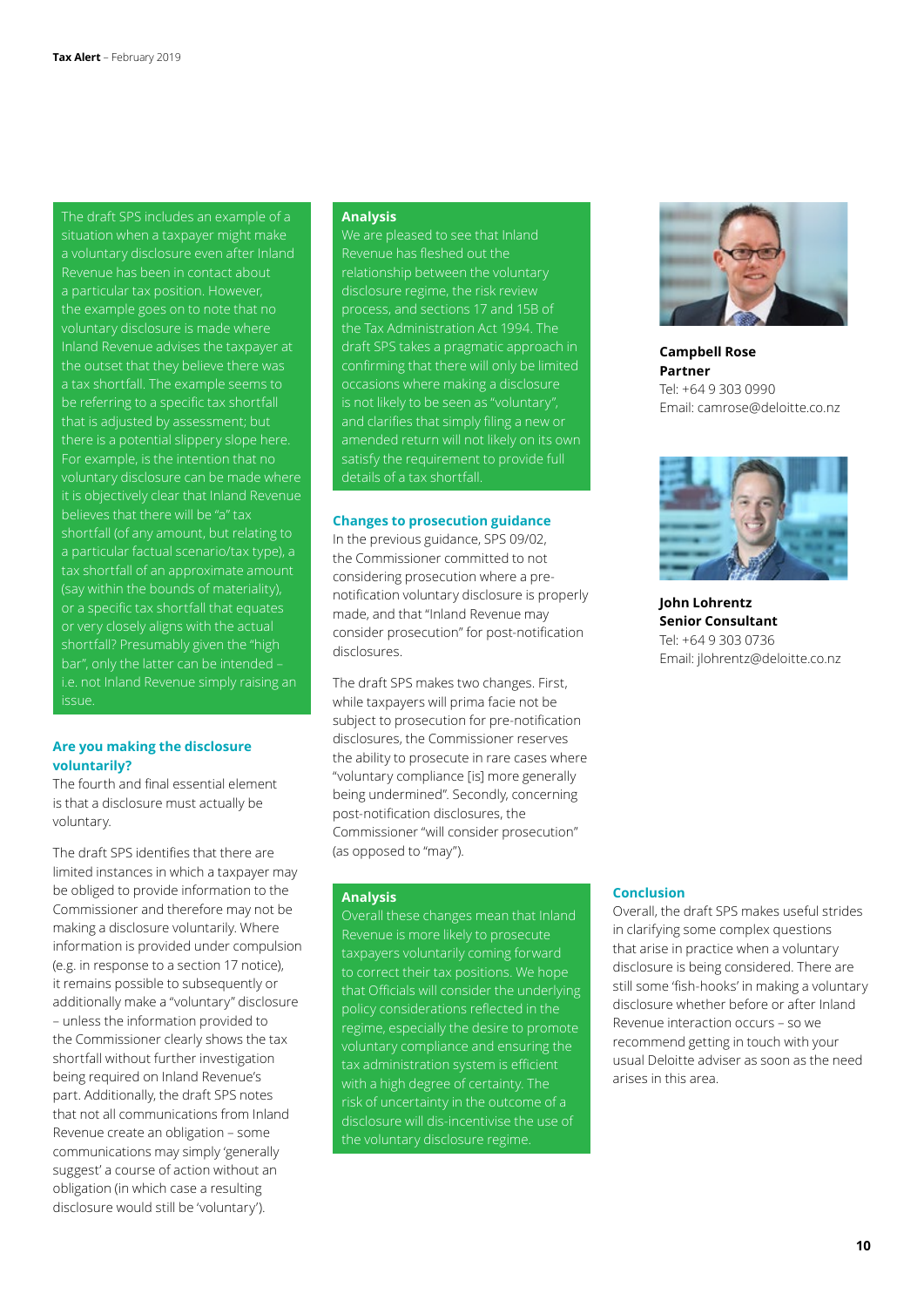The draft SPS includes an example of a situation when a taxpayer might make a voluntary disclosure even after Inland Revenue has been in contact about a particular tax position. However, the example goes on to note that no voluntary disclosure is made where Inland Revenue advises the taxpayer at the outset that they believe there was a tax shortfall. The example seems to be referring to a specific tax shortfall that is adjusted by assessment; but there is a potential slippery slope here. For example, is the intention that no voluntary disclosure can be made where it is objectively clear that Inland Revenue believes that there will be "a" tax shortfall (of any amount, but relating to a particular factual scenario/tax type), a tax shortfall of an approximate amount (say within the bounds of materiality), or a specific tax shortfall that equates or very closely aligns with the actual shortfall? Presumably given the "high bar", only the latter can be intended – i.e. not Inland Revenue simply raising an issue.

### Are you making the disclosure voluntarily?

The fourth and final essential element is that a disclosure must actually be voluntary.

The draft SPS identifies that there are limited instances in which a taxpayer may be obliged to provide information to the Commissioner and therefore may not be making a disclosure voluntarily. Where information is provided under compulsion (e.g. in response to a section 17 notice), it remains possible to subsequently or additionally make a "voluntary" disclosure – unless the information provided to the Commissioner clearly shows the tax shortfall without further investigation being required on Inland Revenue's part. Additionally, the draft SPS notes that not all communications from Inland Revenue create an obligation – some communications may simply 'generally suggest' a course of action without an obligation (in which case a resulting disclosure would still be 'voluntary').

**Analysis**

We are pleased to see that Inland Revenue has fleshed out the relationship between the voluntary disclosure regime, the risk review process, and sections 17 and 15B of the Tax Administration Act 1994. The draft SPS takes a pragmatic approach in confirming that there will only be limited occasions where making a disclosure is not likely to be seen as "voluntary", and clarifies that simply filing a new or amended return will not likely on its own satisfy the requirement to provide full details of a tax shortfall.

### Changes to prosecution guidance

In the previous guidance, SPS 09/02, the Commissioner committed to not considering prosecution where a pre-notification voluntary disclosure is properly made, and that "Inland Revenue may consider prosecution" for post-notification disclosures.

The draft SPS makes two changes. First, while taxpayers will prima facie not be subject to prosecution for pre-notification disclosures, the Commissioner reserves the ability to prosecute in rare cases where "voluntary compliance [is] more generally being undermined". Secondly, concerning post-notification disclosures, the Commissioner "will consider prosecution" (as opposed to "may").

**Analysis**

Overall these changes mean that Inland Revenue is more likely to prosecute taxpayers voluntarily coming forward to correct their tax positions. We hope that Officials will consider the underlying policy considerations reflected in the regime, especially the desire to promote voluntary compliance and ensuring the tax administration system is efficient with a high degree of certainty. The risk of uncertainty in the outcome of a disclosure will dis-incentivise the use of the voluntary disclosure regime.

**Campbell Rose**
**Partner**
Tel: +64 9 303 0990
Email: camrose@deloitte.co.nz

**John Lohrentz**
**Senior Consultant**
Tel: +64 9 303 0736
Email: jlohrentz@deloitte.co.nz

### Conclusion

Overall, the draft SPS makes useful strides in clarifying some complex questions that arise in practice when a voluntary disclosure is being considered. There are still some 'fish-hooks' in making a voluntary disclosure whether before or after Inland Revenue interaction occurs – so we recommend getting in touch with your usual Deloitte adviser as soon as the need arises in this area.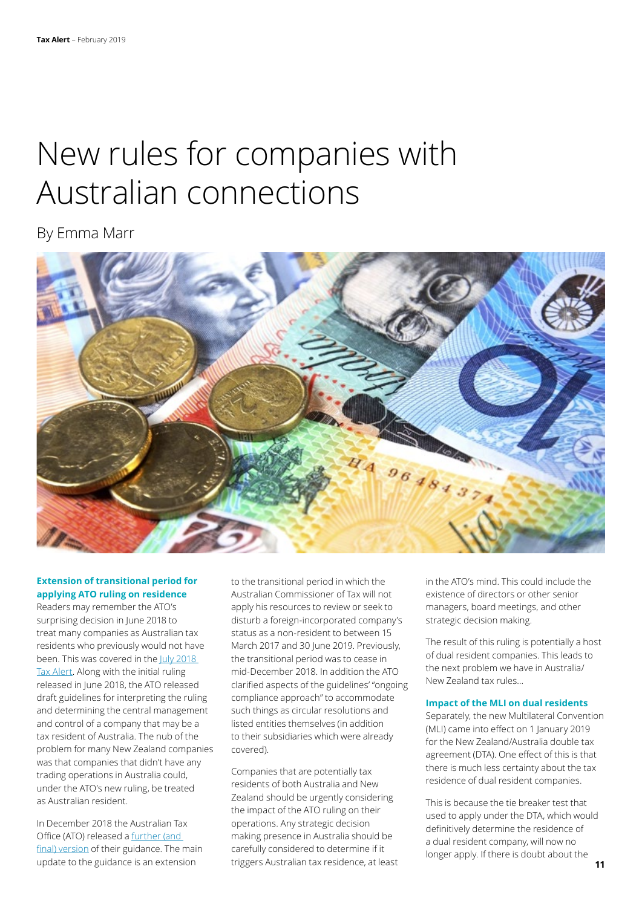# New rules for companies with Australian connections

By Emma Marr

### Extension of transitional period for applying ATO ruling on residence

Readers may remember the ATO's surprising decision in June 2018 to treat many companies as Australian tax residents who previously would not have been. This was covered in the July 2018 Tax Alert. Along with the initial ruling released in June 2018, the ATO released draft guidelines for interpreting the ruling and determining the central management and control of a company that may be a tax resident of Australia. The nub of the problem for many New Zealand companies was that companies that didn't have any trading operations in Australia could, under the ATO's new ruling, be treated as Australian resident.

In December 2018 the Australian Tax Office (ATO) released a further (and final) version of their guidance. The main update to the guidance is an extension to the transitional period in which the Australian Commissioner of Tax will not apply his resources to review or seek to disturb a foreign-incorporated company's status as a non-resident to between 15 March 2017 and 30 June 2019. Previously, the transitional period was to cease in mid-December 2018. In addition the ATO clarified aspects of the guidelines' "ongoing compliance approach" to accommodate such things as circular resolutions and listed entities themselves (in addition to their subsidiaries which were already covered).

Companies that are potentially tax residents of both Australia and New Zealand should be urgently considering the impact of the ATO ruling on their operations. Any strategic decision making presence in Australia should be carefully considered to determine if it triggers Australian tax residence, at least in the ATO's mind. This could include the existence of directors or other senior managers, board meetings, and other strategic decision making.

The result of this ruling is potentially a host of dual resident companies. This leads to the next problem we have in Australia/New Zealand tax rules...

### Impact of the MLI on dual residents

Separately, the new Multilateral Convention (MLI) came into effect on 1 January 2019 for the New Zealand/Australia double tax agreement (DTA). One effect of this is that there is much less certainty about the tax residence of dual resident companies.

This is because the tie breaker test that used to apply under the DTA, which would definitively determine the residence of a dual resident company, will now no longer apply. If there is doubt about the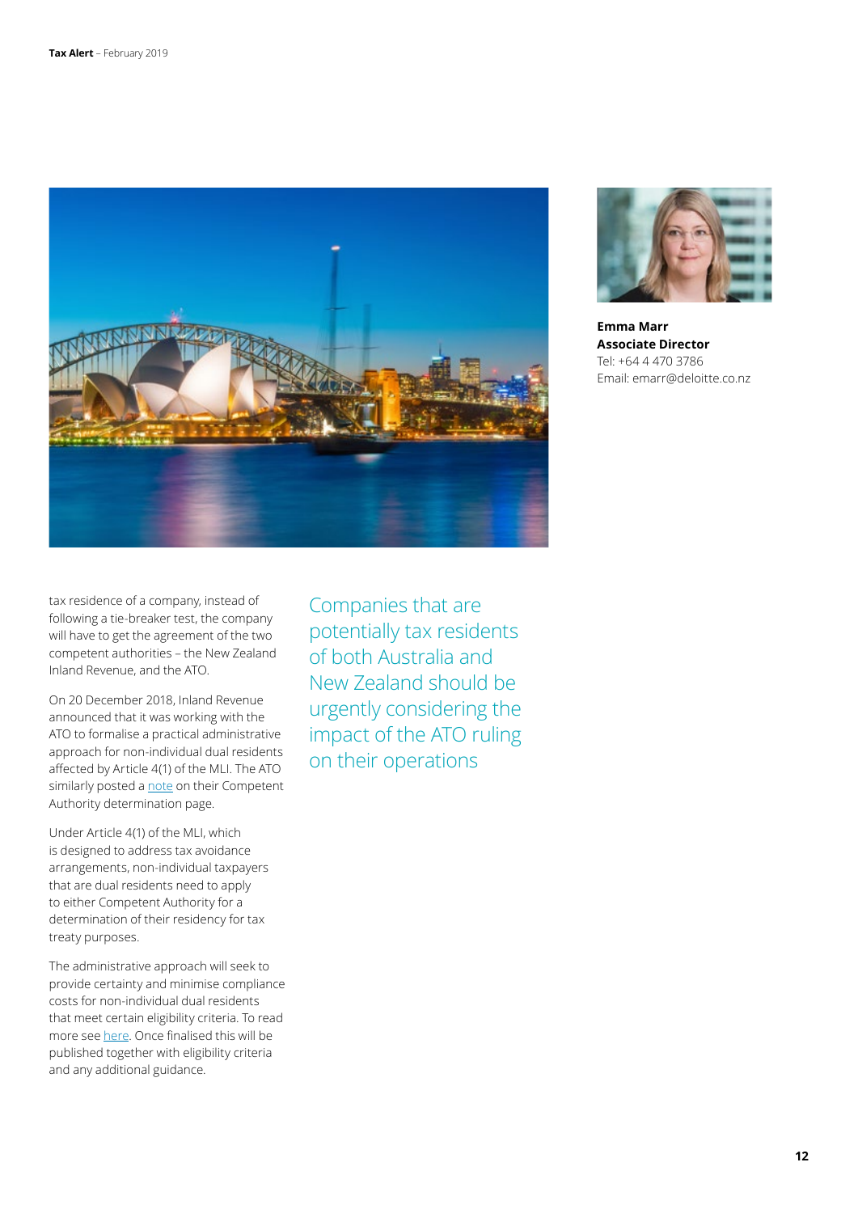**Emma Marr**
**Associate Director**
Tel: +64 4 470 3786
Email: emarr@deloitte.co.nz

tax residence of a company, instead of following a tie-breaker test, the company will have to get the agreement of the two competent authorities – the New Zealand Inland Revenue, and the ATO.

On 20 December 2018, Inland Revenue announced that it was working with the ATO to formalise a practical administrative approach for non-individual dual residents affected by Article 4(1) of the MLI. The ATO similarly posted a note on their Competent Authority determination page.

Under Article 4(1) of the MLI, which is designed to address tax avoidance arrangements, non-individual taxpayers that are dual residents need to apply to either Competent Authority for a determination of their residency for tax treaty purposes.

The administrative approach will seek to provide certainty and minimise compliance costs for non-individual dual residents that meet certain eligibility criteria. To read more see here. Once finalised this will be published together with eligibility criteria and any additional guidance.

Companies that are potentially tax residents of both Australia and New Zealand should be urgently considering the impact of the ATO ruling on their operations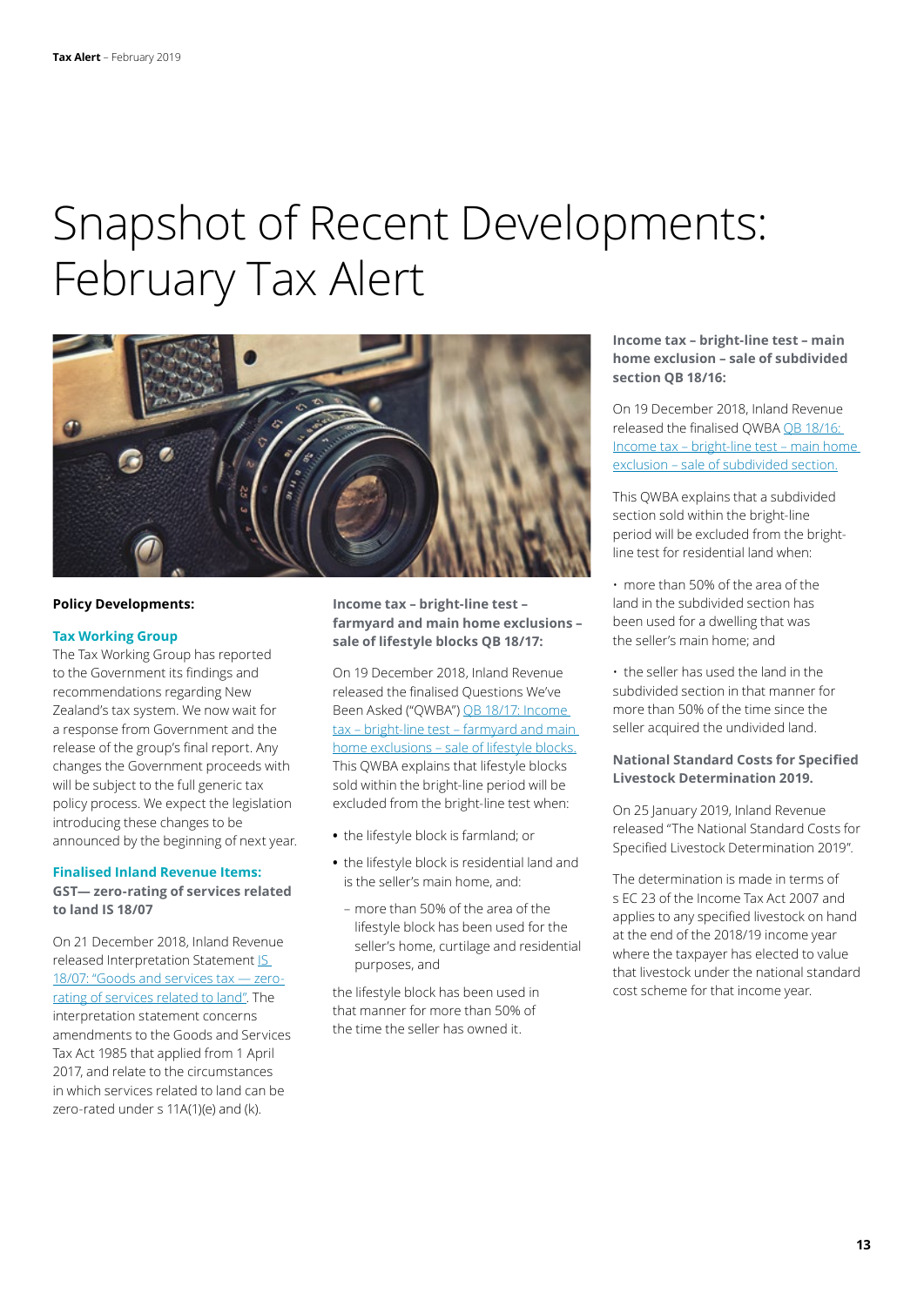# Snapshot of Recent Developments: February Tax Alert

**Policy Developments:**

**Tax Working Group**

The Tax Working Group has reported to the Government its findings and recommendations regarding New Zealand's tax system. We now wait for a response from Government and the release of the group's final report. Any changes the Government proceeds with will be subject to the full generic tax policy process. We expect the legislation introducing these changes to be announced by the beginning of next year.

**Finalised Inland Revenue Items:**

**GST— zero-rating of services related to land IS 18/07**

On 21 December 2018, Inland Revenue released Interpretation Statement IS 18/07: "Goods and services tax — zero-rating of services related to land". The interpretation statement concerns amendments to the Goods and Services Tax Act 1985 that applied from 1 April 2017, and relate to the circumstances in which services related to land can be zero-rated under s 11A(1)(e) and (k).

**Income tax – bright-line test – farmyard and main home exclusions – sale of lifestyle blocks QB 18/17:**

On 19 December 2018, Inland Revenue released the finalised Questions We've Been Asked ("QWBA") QB 18/17: Income tax – bright-line test – farmyard and main home exclusions – sale of lifestyle blocks. This QWBA explains that lifestyle blocks sold within the bright-line period will be excluded from the bright-line test when:

- the lifestyle block is farmland; or
- the lifestyle block is residential land and is the seller's main home, and:
  - more than 50% of the area of the lifestyle block has been used for the seller's home, curtilage and residential purposes, and

the lifestyle block has been used in that manner for more than 50% of the time the seller has owned it.

**Income tax – bright-line test – main home exclusion – sale of subdivided section QB 18/16:**

On 19 December 2018, Inland Revenue released the finalised QWBA QB 18/16: Income tax – bright-line test – main home exclusion – sale of subdivided section.

This QWBA explains that a subdivided section sold within the bright-line period will be excluded from the bright-line test for residential land when:

- more than 50% of the area of the land in the subdivided section has been used for a dwelling that was the seller's main home; and
- the seller has used the land in the subdivided section in that manner for more than 50% of the time since the seller acquired the undivided land.

**National Standard Costs for Specified Livestock Determination 2019.**

On 25 January 2019, Inland Revenue released "The National Standard Costs for Specified Livestock Determination 2019".

The determination is made in terms of s EC 23 of the Income Tax Act 2007 and applies to any specified livestock on hand at the end of the 2018/19 income year where the taxpayer has elected to value that livestock under the national standard cost scheme for that income year.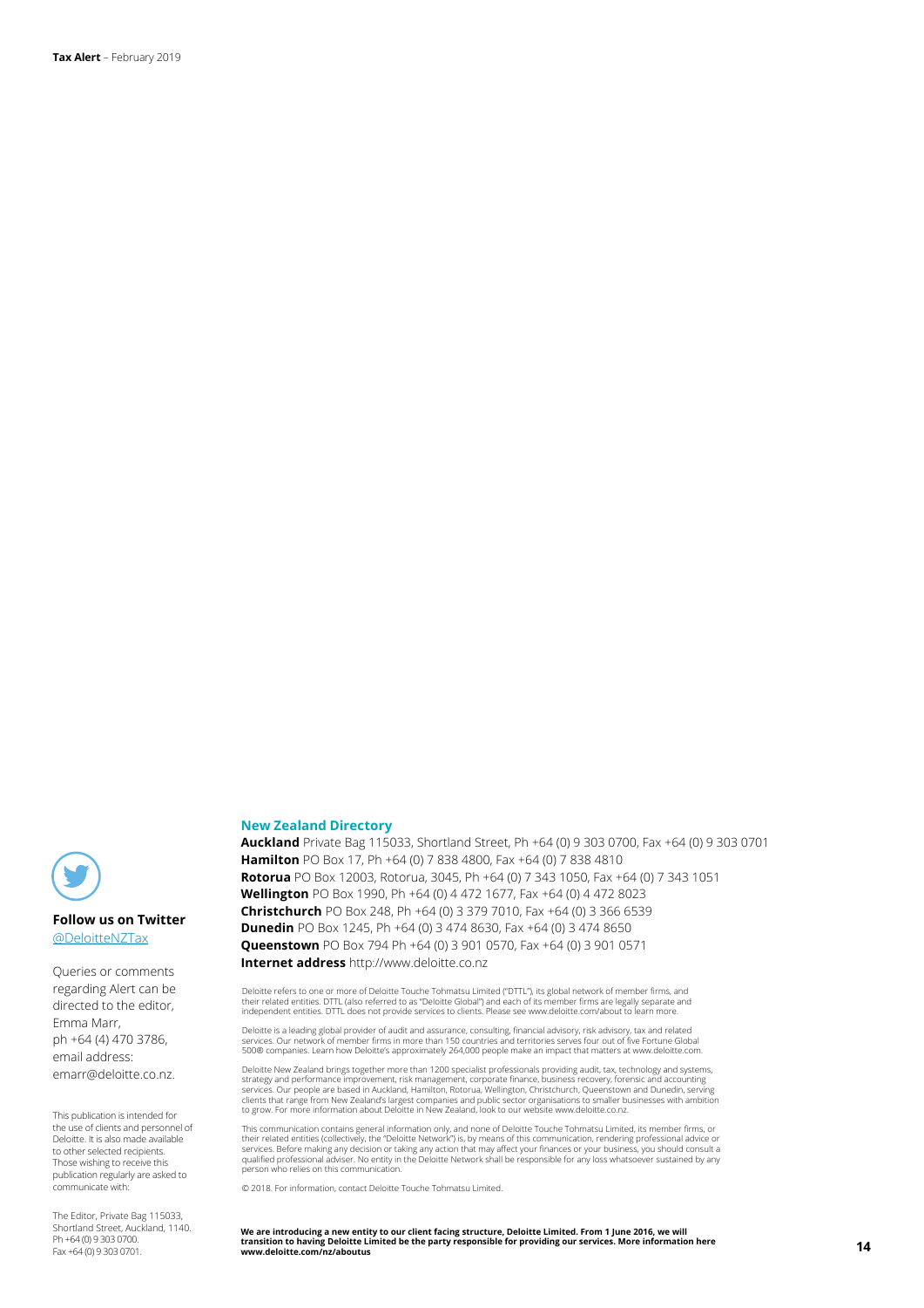**Follow us on Twitter**
@DeloitteNZTax

Queries or comments regarding Alert can be directed to the editor, Emma Marr, ph +64 (4) 470 3786, email address: emarr@deloitte.co.nz.

This publication is intended for the use of clients and personnel of Deloitte. It is also made available to other selected recipients. Those wishing to receive this publication regularly are asked to communicate with:

The Editor, Private Bag 115033, Shortland Street, Auckland, 1140. Ph +64 (0) 9 303 0700. Fax +64 (0) 9 303 0701.

## New Zealand Directory

**Auckland** Private Bag 115033, Shortland Street, Ph +64 (0) 9 303 0700, Fax +64 (0) 9 303 0701
**Hamilton** PO Box 17, Ph +64 (0) 7 838 4800, Fax +64 (0) 7 838 4810
**Rotorua** PO Box 12003, Rotorua, 3045, Ph +64 (0) 7 343 1050, Fax +64 (0) 7 343 1051
**Wellington** PO Box 1990, Ph +64 (0) 4 472 1677, Fax +64 (0) 4 472 8023
**Christchurch** PO Box 248, Ph +64 (0) 3 379 7010, Fax +64 (0) 3 366 6539
**Dunedin** PO Box 1245, Ph +64 (0) 3 474 8630, Fax +64 (0) 3 474 8650
**Queenstown** PO Box 794 Ph +64 (0) 3 901 0570, Fax +64 (0) 3 901 0571
**Internet address** http://www.deloitte.co.nz

Deloitte refers to one or more of Deloitte Touche Tohmatsu Limited ("DTTL"), its global network of member firms, and their related entities. DTTL (also referred to as "Deloitte Global") and each of its member firms are legally separate and independent entities. DTTL does not provide services to clients. Please see www.deloitte.com/about to learn more.

Deloitte is a leading global provider of audit and assurance, consulting, financial advisory, risk advisory, tax and related services. Our network of member firms in more than 150 countries and territories serves four out of five Fortune Global 500® companies. Learn how Deloitte's approximately 264,000 people make an impact that matters at www.deloitte.com.

Deloitte New Zealand brings together more than 1200 specialist professionals providing audit, tax, technology and systems, strategy and performance improvement, risk management, corporate finance, business recovery, forensic and accounting services. Our people are based in Auckland, Hamilton, Rotorua, Wellington, Christchurch, Queenstown and Dunedin, serving clients that range from New Zealand's largest companies and public sector organisations to smaller businesses with ambition to grow. For more information about Deloitte in New Zealand, look to our website www.deloitte.co.nz.

This communication contains general information only, and none of Deloitte Touche Tohmatsu Limited, its member firms, or their related entities (collectively, the "Deloitte Network") is, by means of this communication, rendering professional advice or services. Before making any decision or taking any action that may affect your finances or your business, you should consult a qualified professional adviser. No entity in the Deloitte Network shall be responsible for any loss whatsoever sustained by any person who relies on this communication.

© 2018. For information, contact Deloitte Touche Tohmatsu Limited.

**We are introducing a new entity to our client facing structure, Deloitte Limited. From 1 June 2016, we will transition to having Deloitte Limited be the party responsible for providing our services. More information here www.deloitte.com/nz/aboutus**